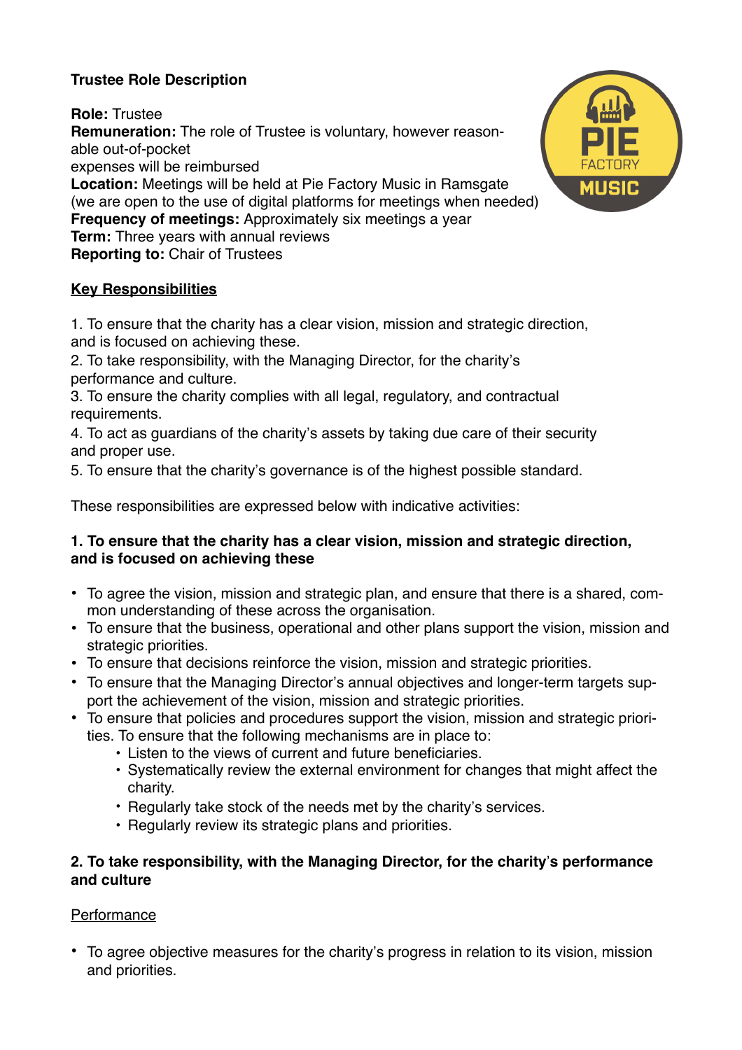**Trustee Role Description**

**Role:** Trustee
**Remuneration:** The role of Trustee is voluntary, however reasonable out-of-pocket expenses will be reimbursed
**Location:** Meetings will be held at Pie Factory Music in Ramsgate (we are open to the use of digital platforms for meetings when needed)
**Frequency of meetings:** Approximately six meetings a year
**Term:** Three years with annual reviews
**Reporting to:** Chair of Trustees

## <u>Key Responsibilities</u>

1. To ensure that the charity has a clear vision, mission and strategic direction, and is focused on achieving these.
2. To take responsibility, with the Managing Director, for the charity's performance and culture.
3. To ensure the charity complies with all legal, regulatory, and contractual requirements.
4. To act as guardians of the charity's assets by taking due care of their security and proper use.
5. To ensure that the charity's governance is of the highest possible standard.

These responsibilities are expressed below with indicative activities:

### 1. To ensure that the charity has a clear vision, mission and strategic direction, and is focused on achieving these

- To agree the vision, mission and strategic plan, and ensure that there is a shared, common understanding of these across the organisation.
- To ensure that the business, operational and other plans support the vision, mission and strategic priorities.
- To ensure that decisions reinforce the vision, mission and strategic priorities.
- To ensure that the Managing Director's annual objectives and longer-term targets support the achievement of the vision, mission and strategic priorities.
- To ensure that policies and procedures support the vision, mission and strategic priorities. To ensure that the following mechanisms are in place to:
  - Listen to the views of current and future beneficiaries.
  - Systematically review the external environment for changes that might affect the charity.
  - Regularly take stock of the needs met by the charity's services.
  - Regularly review its strategic plans and priorities.

### 2. To take responsibility, with the Managing Director, for the charity's performance and culture

<u>Performance</u>

- To agree objective measures for the charity's progress in relation to its vision, mission and priorities.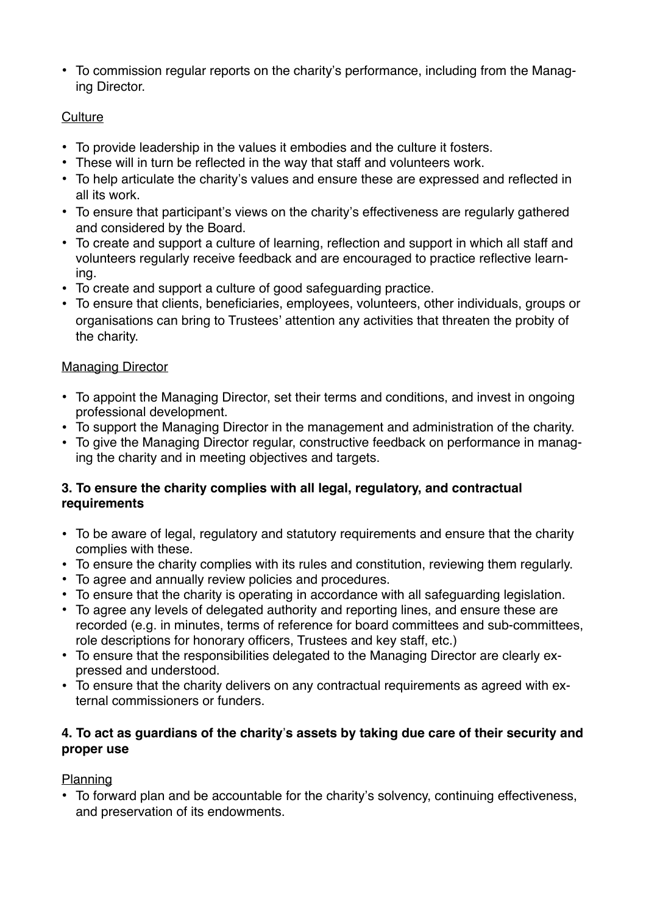- To commission regular reports on the charity's performance, including from the Managing Director.

Culture

- To provide leadership in the values it embodies and the culture it fosters.
- These will in turn be reflected in the way that staff and volunteers work.
- To help articulate the charity's values and ensure these are expressed and reflected in all its work.
- To ensure that participant's views on the charity's effectiveness are regularly gathered and considered by the Board.
- To create and support a culture of learning, reflection and support in which all staff and volunteers regularly receive feedback and are encouraged to practice reflective learning.
- To create and support a culture of good safeguarding practice.
- To ensure that clients, beneficiaries, employees, volunteers, other individuals, groups or organisations can bring to Trustees' attention any activities that threaten the probity of the charity.

Managing Director

- To appoint the Managing Director, set their terms and conditions, and invest in ongoing professional development.
- To support the Managing Director in the management and administration of the charity.
- To give the Managing Director regular, constructive feedback on performance in managing the charity and in meeting objectives and targets.

**3. To ensure the charity complies with all legal, regulatory, and contractual requirements**

- To be aware of legal, regulatory and statutory requirements and ensure that the charity complies with these.
- To ensure the charity complies with its rules and constitution, reviewing them regularly.
- To agree and annually review policies and procedures.
- To ensure that the charity is operating in accordance with all safeguarding legislation.
- To agree any levels of delegated authority and reporting lines, and ensure these are recorded (e.g. in minutes, terms of reference for board committees and sub-committees, role descriptions for honorary officers, Trustees and key staff, etc.)
- To ensure that the responsibilities delegated to the Managing Director are clearly expressed and understood.
- To ensure that the charity delivers on any contractual requirements as agreed with external commissioners or funders.

**4. To act as guardians of the charity's assets by taking due care of their security and proper use**

Planning

- To forward plan and be accountable for the charity's solvency, continuing effectiveness, and preservation of its endowments.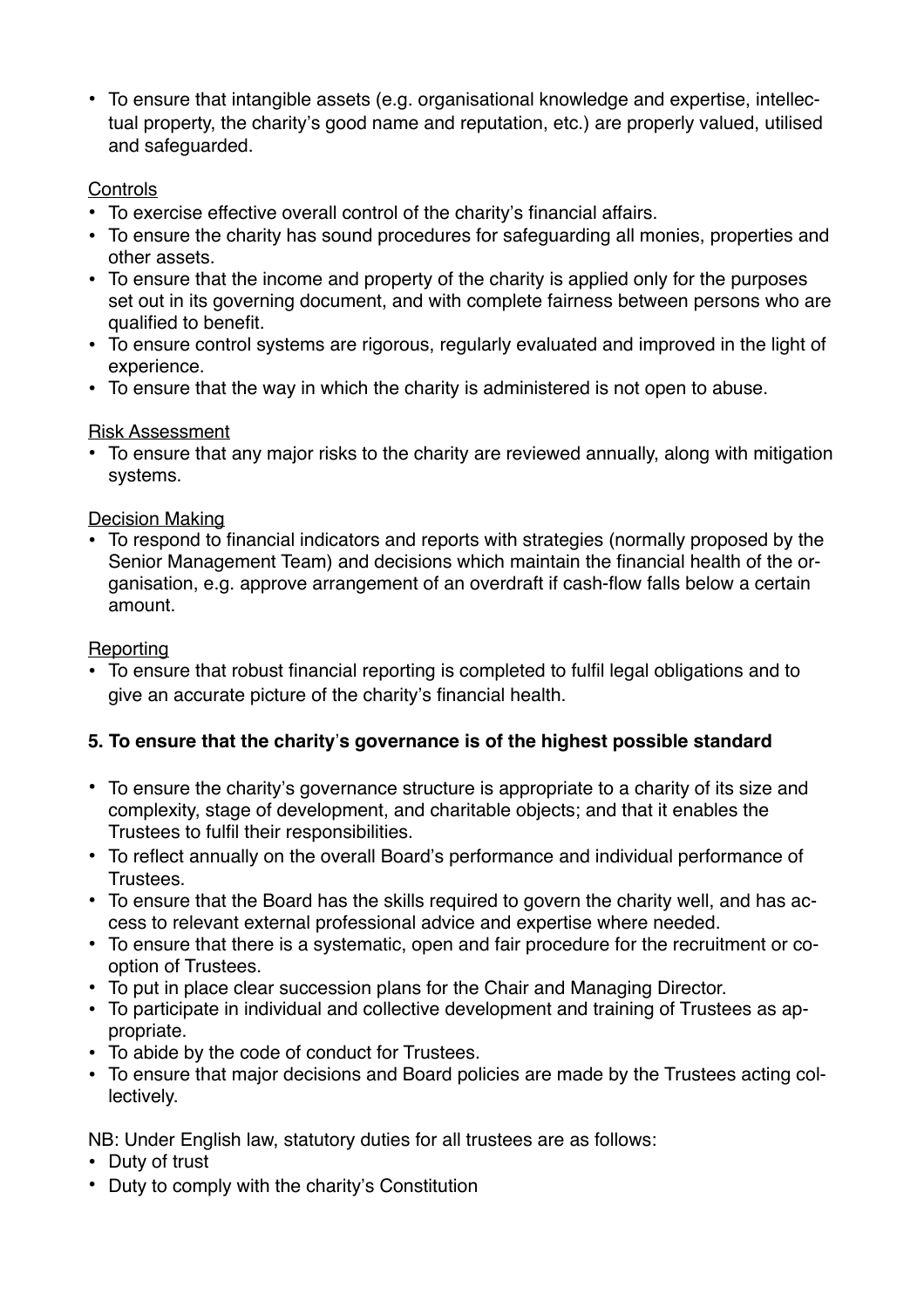- To ensure that intangible assets (e.g. organisational knowledge and expertise, intellectual property, the charity's good name and reputation, etc.) are properly valued, utilised and safeguarded.

Controls

- To exercise effective overall control of the charity's financial affairs.
- To ensure the charity has sound procedures for safeguarding all monies, properties and other assets.
- To ensure that the income and property of the charity is applied only for the purposes set out in its governing document, and with complete fairness between persons who are qualified to benefit.
- To ensure control systems are rigorous, regularly evaluated and improved in the light of experience.
- To ensure that the way in which the charity is administered is not open to abuse.

Risk Assessment

- To ensure that any major risks to the charity are reviewed annually, along with mitigation systems.

Decision Making

- To respond to financial indicators and reports with strategies (normally proposed by the Senior Management Team) and decisions which maintain the financial health of the organisation, e.g. approve arrangement of an overdraft if cash-flow falls below a certain amount.

Reporting

- To ensure that robust financial reporting is completed to fulfil legal obligations and to give an accurate picture of the charity's financial health.

**5. To ensure that the charity's governance is of the highest possible standard**

- To ensure the charity's governance structure is appropriate to a charity of its size and complexity, stage of development, and charitable objects; and that it enables the Trustees to fulfil their responsibilities.
- To reflect annually on the overall Board's performance and individual performance of Trustees.
- To ensure that the Board has the skills required to govern the charity well, and has access to relevant external professional advice and expertise where needed.
- To ensure that there is a systematic, open and fair procedure for the recruitment or co-option of Trustees.
- To put in place clear succession plans for the Chair and Managing Director.
- To participate in individual and collective development and training of Trustees as appropriate.
- To abide by the code of conduct for Trustees.
- To ensure that major decisions and Board policies are made by the Trustees acting collectively.

NB: Under English law, statutory duties for all trustees are as follows:

- Duty of trust
- Duty to comply with the charity's Constitution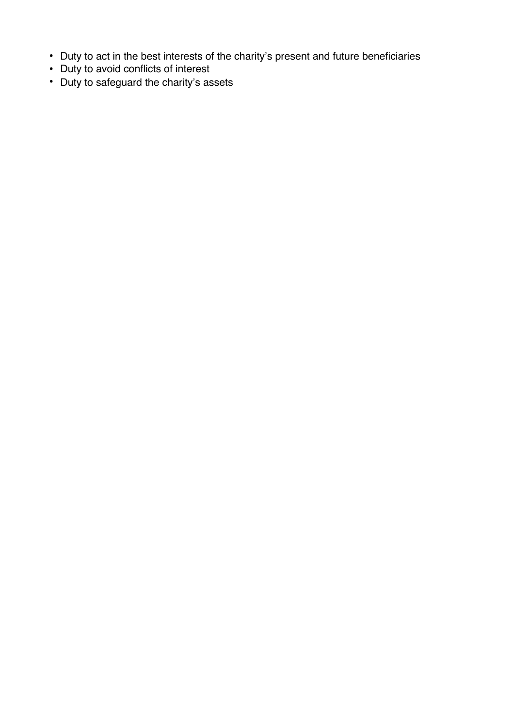- Duty to act in the best interests of the charity's present and future beneficiaries
- Duty to avoid conflicts of interest
- Duty to safeguard the charity's assets